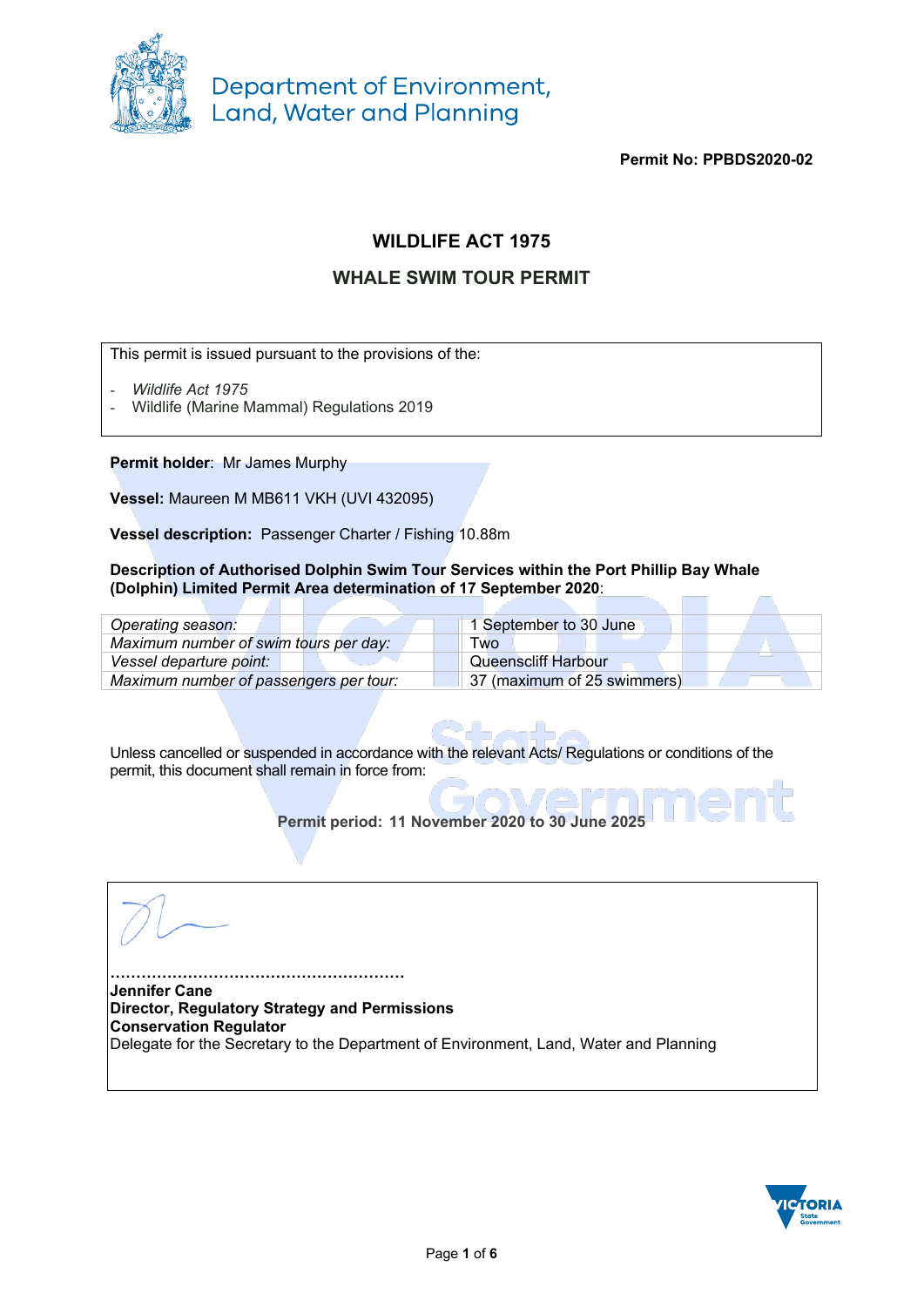Department of Environment, Land, Water and Planning

**Permit No: PPBDS2020-02**

# WILDLIFE ACT 1975

## WHALE SWIM TOUR PERMIT

This permit is issued pursuant to the provisions of the:

- *Wildlife Act 1975*
- Wildlife (Marine Mammal) Regulations 2019

**Permit holder**: Mr James Murphy

**Vessel:** Maureen M MB611 VKH (UVI 432095)

**Vessel description:** Passenger Charter / Fishing 10.88m

**Description of Authorised Dolphin Swim Tour Services within the Port Phillip Bay Whale (Dolphin) Limited Permit Area determination of 17 September 2020**:

| | |
|---|---|
| *Operating season:* | 1 September to 30 June |
| *Maximum number of swim tours per day:* | Two |
| *Vessel departure point:* | Queenscliff Harbour |
| *Maximum number of passengers per tour:* | 37 (maximum of 25 swimmers) |

Unless cancelled or suspended in accordance with the relevant Acts/ Regulations or conditions of the permit, this document shall remain in force from:

**Permit period: 11 November 2020 to 30 June 2025**

………………………………………………
**Jennifer Cane**
**Director, Regulatory Strategy and Permissions**
**Conservation Regulator**
Delegate for the Secretary to the Department of Environment, Land, Water and Planning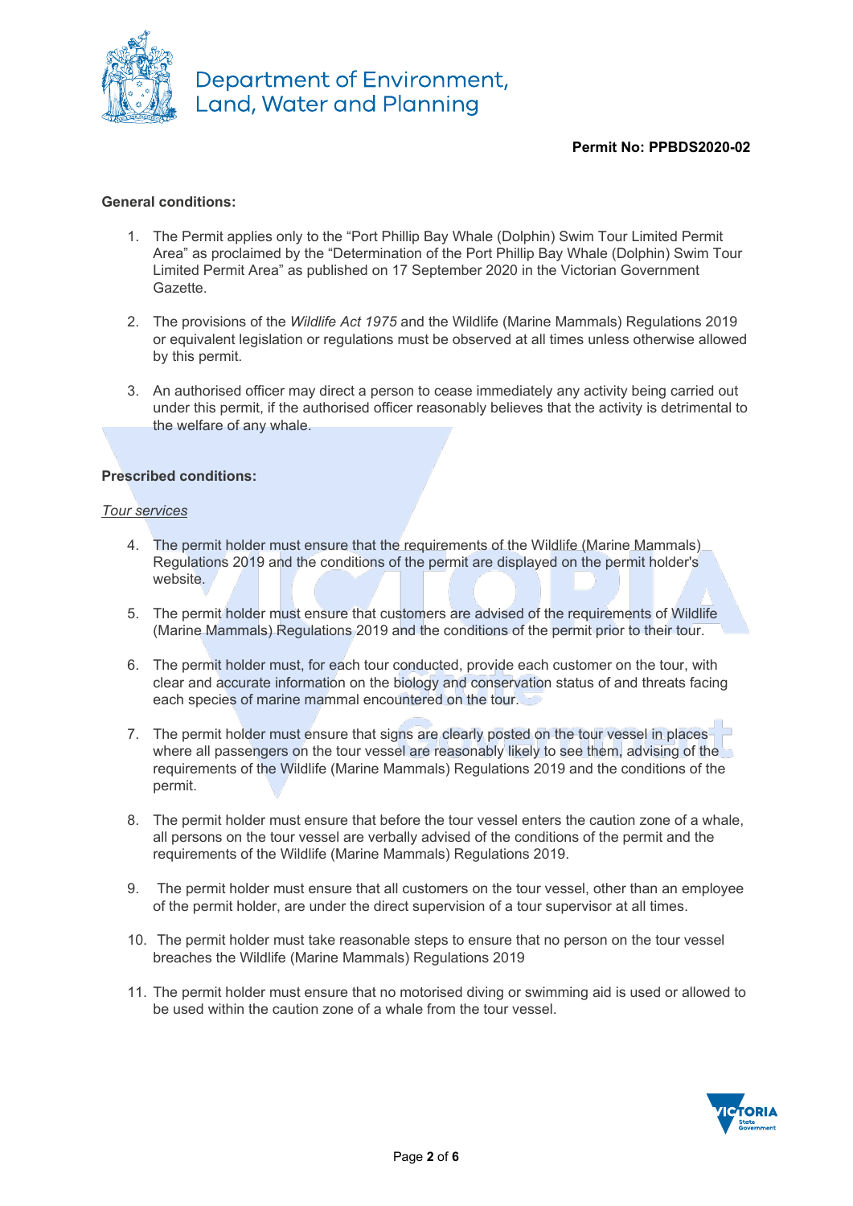**Permit No: PPBDS2020-02**

**General conditions:**

1. The Permit applies only to the “Port Phillip Bay Whale (Dolphin) Swim Tour Limited Permit Area” as proclaimed by the “Determination of the Port Phillip Bay Whale (Dolphin) Swim Tour Limited Permit Area” as published on 17 September 2020 in the Victorian Government Gazette.

2. The provisions of the *Wildlife Act 1975* and the Wildlife (Marine Mammals) Regulations 2019 or equivalent legislation or regulations must be observed at all times unless otherwise allowed by this permit.

3. An authorised officer may direct a person to cease immediately any activity being carried out under this permit, if the authorised officer reasonably believes that the activity is detrimental to the welfare of any whale.

**Prescribed conditions:**

<u>*Tour services*</u>

4. The permit holder must ensure that the requirements of the Wildlife (Marine Mammals) Regulations 2019 and the conditions of the permit are displayed on the permit holder's website.

5. The permit holder must ensure that customers are advised of the requirements of Wildlife (Marine Mammals) Regulations 2019 and the conditions of the permit prior to their tour.

6. The permit holder must, for each tour conducted, provide each customer on the tour, with clear and accurate information on the biology and conservation status of and threats facing each species of marine mammal encountered on the tour.

7. The permit holder must ensure that signs are clearly posted on the tour vessel in places where all passengers on the tour vessel are reasonably likely to see them, advising of the requirements of the Wildlife (Marine Mammals) Regulations 2019 and the conditions of the permit.

8. The permit holder must ensure that before the tour vessel enters the caution zone of a whale, all persons on the tour vessel are verbally advised of the conditions of the permit and the requirements of the Wildlife (Marine Mammals) Regulations 2019.

9. The permit holder must ensure that all customers on the tour vessel, other than an employee of the permit holder, are under the direct supervision of a tour supervisor at all times.

10. The permit holder must take reasonable steps to ensure that no person on the tour vessel breaches the Wildlife (Marine Mammals) Regulations 2019

11. The permit holder must ensure that no motorised diving or swimming aid is used or allowed to be used within the caution zone of a whale from the tour vessel.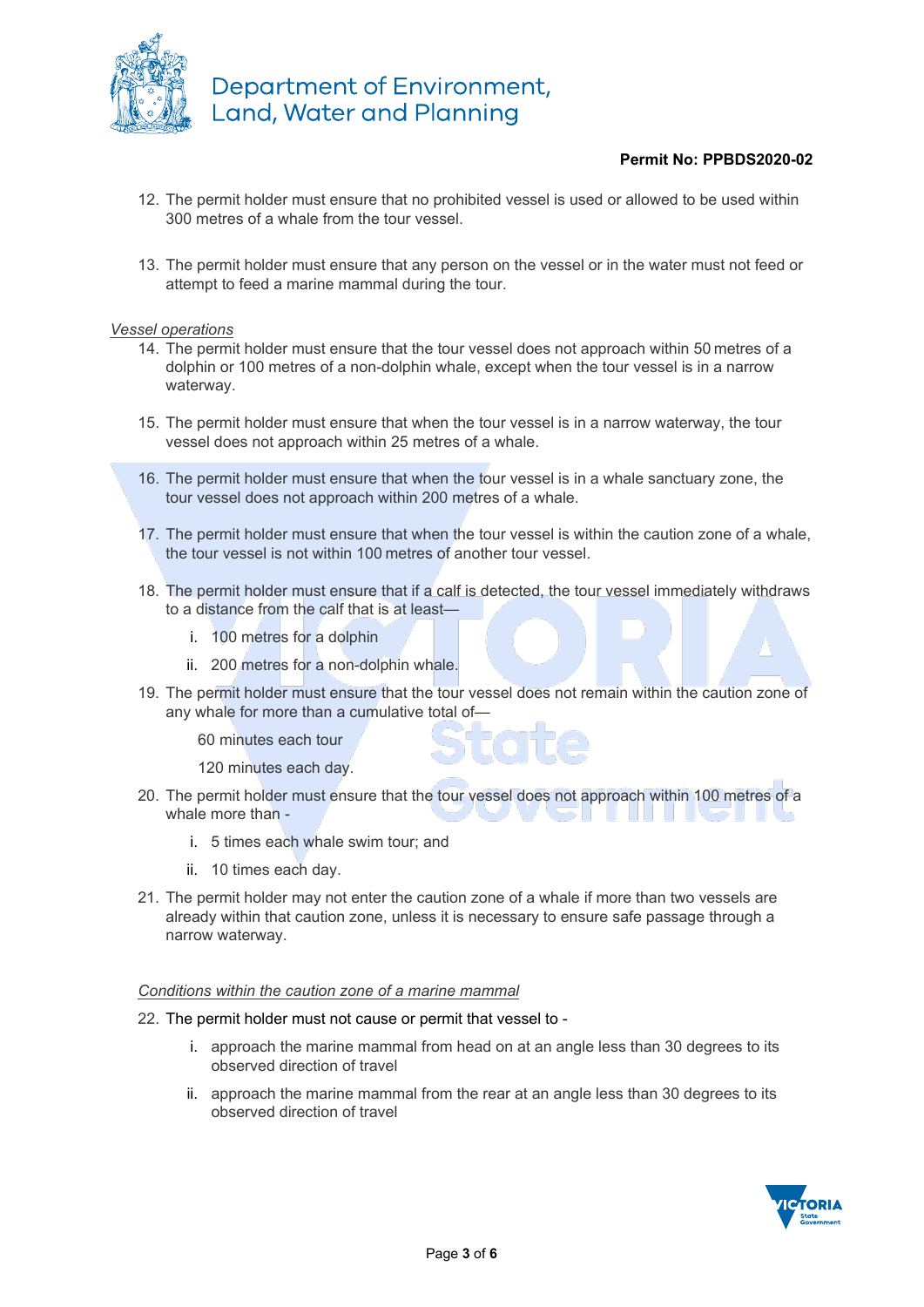**Permit No: PPBDS2020-02**

12. The permit holder must ensure that no prohibited vessel is used or allowed to be used within 300 metres of a whale from the tour vessel.

13. The permit holder must ensure that any person on the vessel or in the water must not feed or attempt to feed a marine mammal during the tour.

*Vessel operations*

14. The permit holder must ensure that the tour vessel does not approach within 50 metres of a dolphin or 100 metres of a non-dolphin whale, except when the tour vessel is in a narrow waterway.

15. The permit holder must ensure that when the tour vessel is in a narrow waterway, the tour vessel does not approach within 25 metres of a whale.

16. The permit holder must ensure that when the tour vessel is in a whale sanctuary zone, the tour vessel does not approach within 200 metres of a whale.

17. The permit holder must ensure that when the tour vessel is within the caution zone of a whale, the tour vessel is not within 100 metres of another tour vessel.

18. The permit holder must ensure that if a calf is detected, the tour vessel immediately withdraws to a distance from the calf that is at least—
    - i. 100 metres for a dolphin
    - ii. 200 metres for a non-dolphin whale.

19. The permit holder must ensure that the tour vessel does not remain within the caution zone of any whale for more than a cumulative total of—

    60 minutes each tour

    120 minutes each day.

20. The permit holder must ensure that the tour vessel does not approach within 100 metres of a whale more than -
    - i. 5 times each whale swim tour; and
    - ii. 10 times each day.

21. The permit holder may not enter the caution zone of a whale if more than two vessels are already within that caution zone, unless it is necessary to ensure safe passage through a narrow waterway.

*Conditions within the caution zone of a marine mammal*

22. The permit holder must not cause or permit that vessel to -
    - i. approach the marine mammal from head on at an angle less than 30 degrees to its observed direction of travel
    - ii. approach the marine mammal from the rear at an angle less than 30 degrees to its observed direction of travel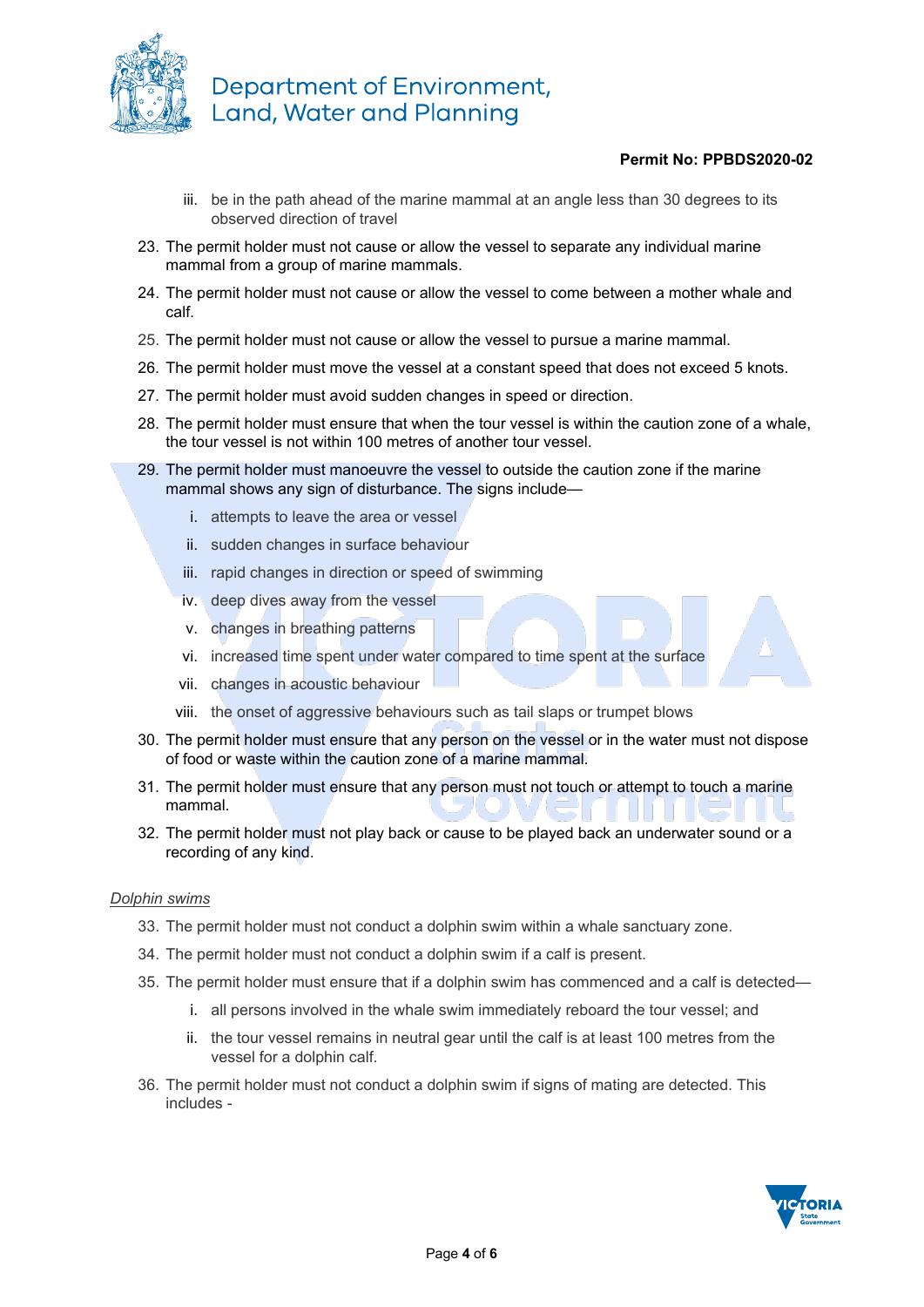iii. be in the path ahead of the marine mammal at an angle less than 30 degrees to its observed direction of travel

23. The permit holder must not cause or allow the vessel to separate any individual marine mammal from a group of marine mammals.
24. The permit holder must not cause or allow the vessel to come between a mother whale and calf.
25. The permit holder must not cause or allow the vessel to pursue a marine mammal.
26. The permit holder must move the vessel at a constant speed that does not exceed 5 knots.
27. The permit holder must avoid sudden changes in speed or direction.
28. The permit holder must ensure that when the tour vessel is within the caution zone of a whale, the tour vessel is not within 100 metres of another tour vessel.
29. The permit holder must manoeuvre the vessel to outside the caution zone if the marine mammal shows any sign of disturbance. The signs include—
    i. attempts to leave the area or vessel
    ii. sudden changes in surface behaviour
    iii. rapid changes in direction or speed of swimming
    iv. deep dives away from the vessel
    v. changes in breathing patterns
    vi. increased time spent under water compared to time spent at the surface
    vii. changes in acoustic behaviour
    viii. the onset of aggressive behaviours such as tail slaps or trumpet blows
30. The permit holder must ensure that any person on the vessel or in the water must not dispose of food or waste within the caution zone of a marine mammal.
31. The permit holder must ensure that any person must not touch or attempt to touch a marine mammal.
32. The permit holder must not play back or cause to be played back an underwater sound or a recording of any kind.

*Dolphin swims*

33. The permit holder must not conduct a dolphin swim within a whale sanctuary zone.
34. The permit holder must not conduct a dolphin swim if a calf is present.
35. The permit holder must ensure that if a dolphin swim has commenced and a calf is detected—
    i. all persons involved in the whale swim immediately reboard the tour vessel; and
    ii. the tour vessel remains in neutral gear until the calf is at least 100 metres from the vessel for a dolphin calf.
36. The permit holder must not conduct a dolphin swim if signs of mating are detected. This includes -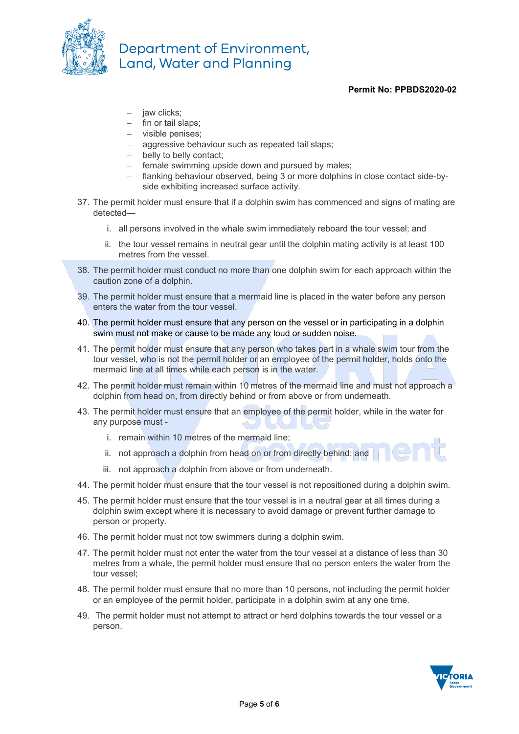- jaw clicks;
- fin or tail slaps;
- visible penises;
- aggressive behaviour such as repeated tail slaps;
- belly to belly contact;
- female swimming upside down and pursued by males;
- flanking behaviour observed, being 3 or more dolphins in close contact side-by-side exhibiting increased surface activity.

37. The permit holder must ensure that if a dolphin swim has commenced and signs of mating are detected—

    i. all persons involved in the whale swim immediately reboard the tour vessel; and

    ii. the tour vessel remains in neutral gear until the dolphin mating activity is at least 100 metres from the vessel.

38. The permit holder must conduct no more than one dolphin swim for each approach within the caution zone of a dolphin.

39. The permit holder must ensure that a mermaid line is placed in the water before any person enters the water from the tour vessel.

40. The permit holder must ensure that any person on the vessel or in participating in a dolphin swim must not make or cause to be made any loud or sudden noise.

41. The permit holder must ensure that any person who takes part in a whale swim tour from the tour vessel, who is not the permit holder or an employee of the permit holder, holds onto the mermaid line at all times while each person is in the water.

42. The permit holder must remain within 10 metres of the mermaid line and must not approach a dolphin from head on, from directly behind or from above or from underneath.

43. The permit holder must ensure that an employee of the permit holder, while in the water for any purpose must -

    i. remain within 10 metres of the mermaid line;

    ii. not approach a dolphin from head on or from directly behind; and

    iii. not approach a dolphin from above or from underneath.

44. The permit holder must ensure that the tour vessel is not repositioned during a dolphin swim.

45. The permit holder must ensure that the tour vessel is in a neutral gear at all times during a dolphin swim except where it is necessary to avoid damage or prevent further damage to person or property.

46. The permit holder must not tow swimmers during a dolphin swim.

47. The permit holder must not enter the water from the tour vessel at a distance of less than 30 metres from a whale, the permit holder must ensure that no person enters the water from the tour vessel;

48. The permit holder must ensure that no more than 10 persons, not including the permit holder or an employee of the permit holder, participate in a dolphin swim at any one time.

49. The permit holder must not attempt to attract or herd dolphins towards the tour vessel or a person.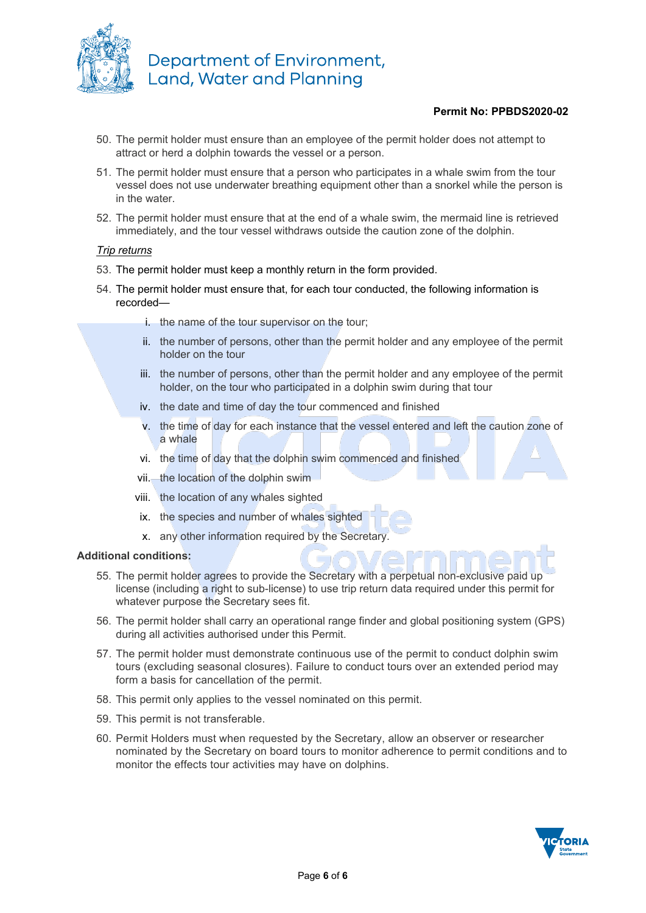**Permit No: PPBDS2020-02**

50. The permit holder must ensure than an employee of the permit holder does not attempt to attract or herd a dolphin towards the vessel or a person.
51. The permit holder must ensure that a person who participates in a whale swim from the tour vessel does not use underwater breathing equipment other than a snorkel while the person is in the water.
52. The permit holder must ensure that at the end of a whale swim, the mermaid line is retrieved immediately, and the tour vessel withdraws outside the caution zone of the dolphin.

<u>*Trip returns*</u>

53. The permit holder must keep a monthly return in the form provided.
54. The permit holder must ensure that, for each tour conducted, the following information is recorded—
    i. the name of the tour supervisor on the tour;
    ii. the number of persons, other than the permit holder and any employee of the permit holder on the tour
    iii. the number of persons, other than the permit holder and any employee of the permit holder, on the tour who participated in a dolphin swim during that tour
    iv. the date and time of day the tour commenced and finished
    v. the time of day for each instance that the vessel entered and left the caution zone of a whale
    vi. the time of day that the dolphin swim commenced and finished
    vii. the location of the dolphin swim
    viii. the location of any whales sighted
    ix. the species and number of whales sighted
    x. any other information required by the Secretary.

**Additional conditions:**

55. The permit holder agrees to provide the Secretary with a perpetual non-exclusive paid up license (including a right to sub-license) to use trip return data required under this permit for whatever purpose the Secretary sees fit.
56. The permit holder shall carry an operational range finder and global positioning system (GPS) during all activities authorised under this Permit.
57. The permit holder must demonstrate continuous use of the permit to conduct dolphin swim tours (excluding seasonal closures). Failure to conduct tours over an extended period may form a basis for cancellation of the permit.
58. This permit only applies to the vessel nominated on this permit.
59. This permit is not transferable.
60. Permit Holders must when requested by the Secretary, allow an observer or researcher nominated by the Secretary on board tours to monitor adherence to permit conditions and to monitor the effects tour activities may have on dolphins.